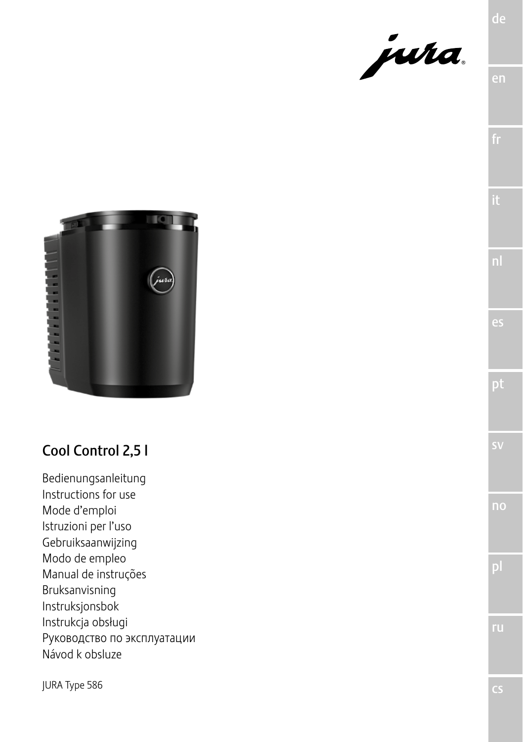jura

# Cool Control 2,5 l

Bedienungsanleitung
Instructions for use
Mode d'emploi
Istruzioni per l'uso
Gebruiksaanwijzing
Modo de empleo
Manual de instruções
Bruksanvisning
Instruksjonsbok
Instrukcja obsługi
Руководство по эксплуатации
Návod k obsluze

JURA Type 586

de
en
fr
it
nl
es
pt
sv
no
pl
ru
cs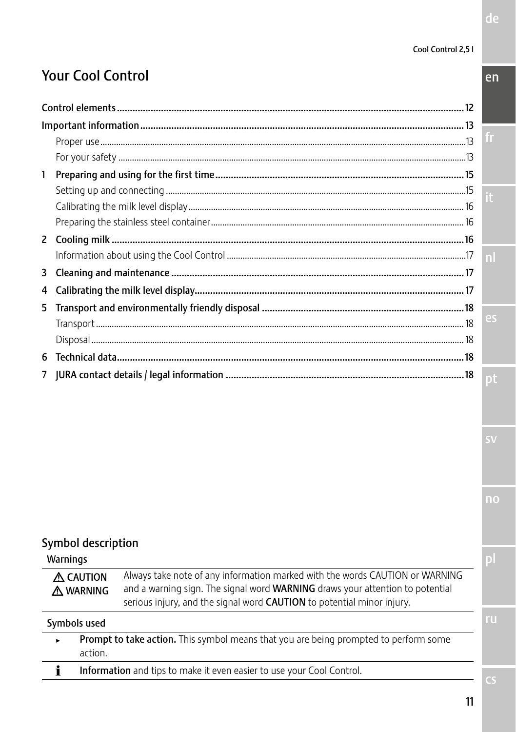# Your Cool Control

| | |
|---|---|
| **Control elements** | **12** |
| **Important information** | **13** |
| Proper use | 13 |
| For your safety | 13 |
| **1 Preparing and using for the first time** | **15** |
| Setting up and connecting | 15 |
| Calibrating the milk level display | 16 |
| Preparing the stainless steel container | 16 |
| **2 Cooling milk** | **16** |
| Information about using the Cool Control | 17 |
| **3 Cleaning and maintenance** | **17** |
| **4 Calibrating the milk level display** | **17** |
| **5 Transport and environmentally friendly disposal** | **18** |
| Transport | 18 |
| Disposal | 18 |
| **6 Technical data** | **18** |
| **7 JURA contact details / legal information** | **18** |

## Symbol description

### Warnings

| | |
|---|---|
| ⚠ CAUTION<br>⚠ WARNING | Always take note of any information marked with the words CAUTION or WARNING and a warning sign. The signal word **WARNING** draws your attention to potential serious injury, and the signal word **CAUTION** to potential minor injury. |

### Symbols used

| | |
|---|---|
| ► | **Prompt to take action.** This symbol means that you are being prompted to perform some action. |
| i | **Information** and tips to make it even easier to use your Cool Control. |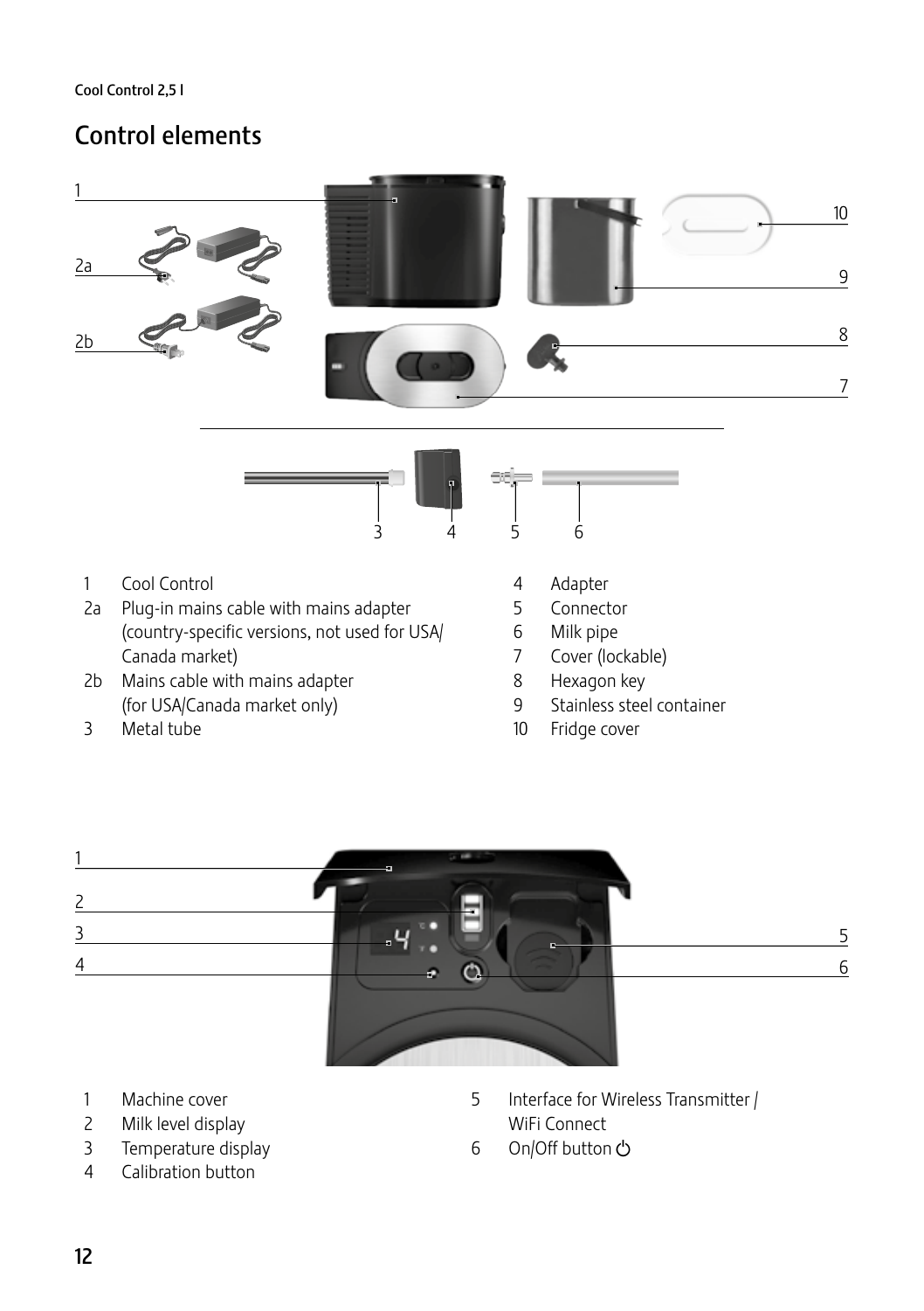## Control elements

1 Cool Control
2a Plug-in mains cable with mains adapter (country-specific versions, not used for USA/ Canada market)
2b Mains cable with mains adapter (for USA/Canada market only)
3 Metal tube
4 Adapter
5 Connector
6 Milk pipe
7 Cover (lockable)
8 Hexagon key
9 Stainless steel container
10 Fridge cover

1 Machine cover
2 Milk level display
3 Temperature display
4 Calibration button
5 Interface for Wireless Transmitter / WiFi Connect
6 On/Off button ⏻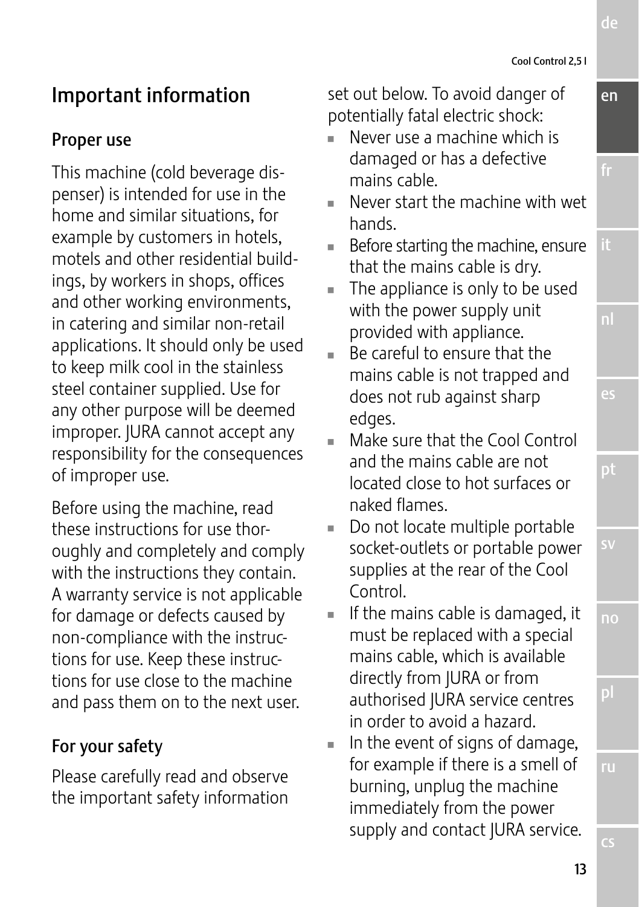# Important information

## Proper use

This machine (cold beverage dispenser) is intended for use in the home and similar situations, for example by customers in hotels, motels and other residential buildings, by workers in shops, offices and other working environments, in catering and similar non-retail applications. It should only be used to keep milk cool in the stainless steel container supplied. Use for any other purpose will be deemed improper. JURA cannot accept any responsibility for the consequences of improper use.

Before using the machine, read these instructions for use thoroughly and completely and comply with the instructions they contain. A warranty service is not applicable for damage or defects caused by non-compliance with the instructions for use. Keep these instructions for use close to the machine and pass them on to the next user.

## For your safety

Please carefully read and observe the important safety information set out below. To avoid danger of potentially fatal electric shock:

- Never use a machine which is damaged or has a defective mains cable.
- Never start the machine with wet hands.
- Before starting the machine, ensure that the mains cable is dry.
- The appliance is only to be used with the power supply unit provided with appliance.
- Be careful to ensure that the mains cable is not trapped and does not rub against sharp edges.
- Make sure that the Cool Control and the mains cable are not located close to hot surfaces or naked flames.
- Do not locate multiple portable socket-outlets or portable power supplies at the rear of the Cool Control.
- If the mains cable is damaged, it must be replaced with a special mains cable, which is available directly from JURA or from authorised JURA service centres in order to avoid a hazard.
- In the event of signs of damage, for example if there is a smell of burning, unplug the machine immediately from the power supply and contact JURA service.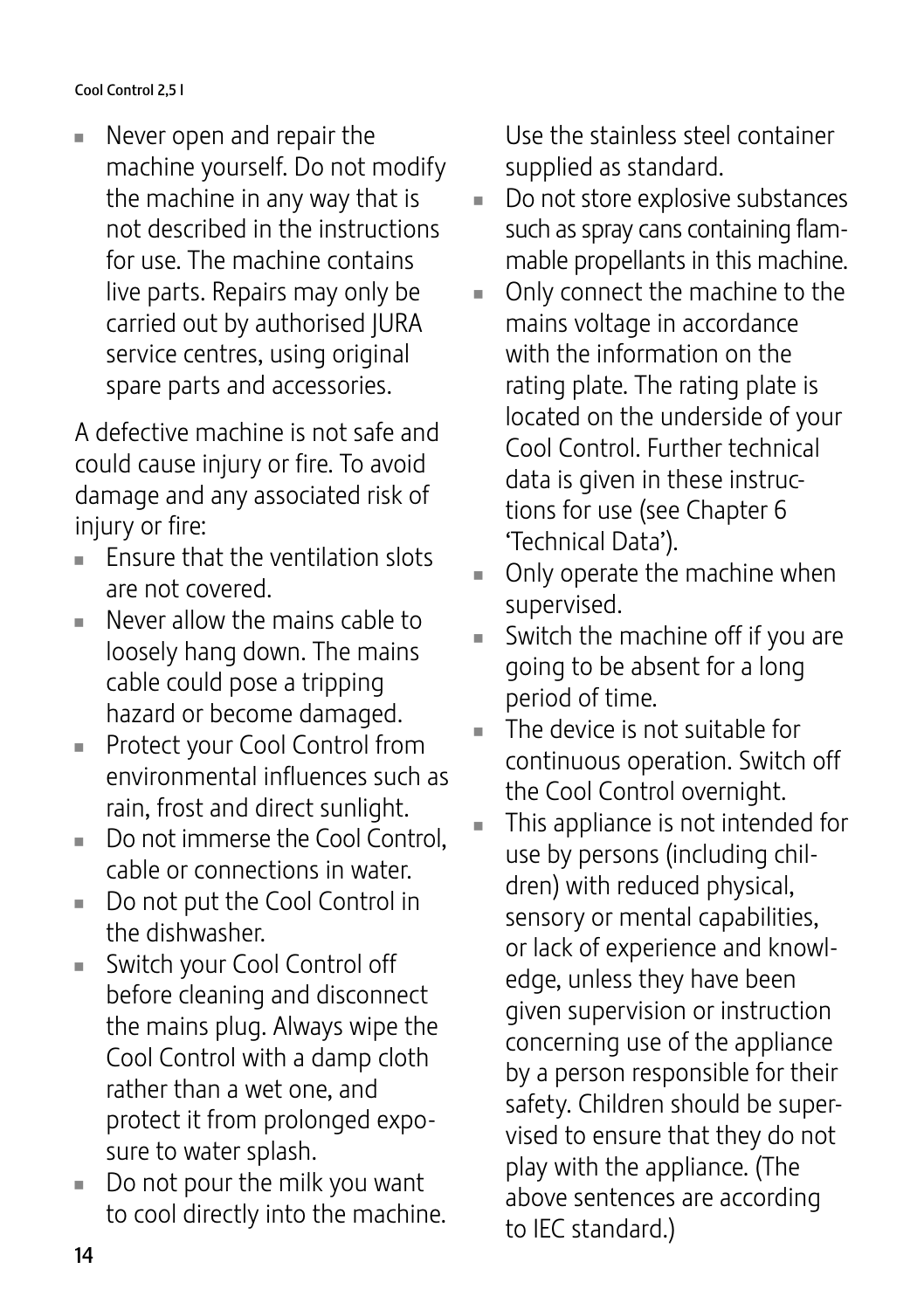- Never open and repair the machine yourself. Do not modify the machine in any way that is not described in the instructions for use. The machine contains live parts. Repairs may only be carried out by authorised JURA service centres, using original spare parts and accessories.

A defective machine is not safe and could cause injury or fire. To avoid damage and any associated risk of injury or fire:

- Ensure that the ventilation slots are not covered.
- Never allow the mains cable to loosely hang down. The mains cable could pose a tripping hazard or become damaged.
- Protect your Cool Control from environmental influences such as rain, frost and direct sunlight.
- Do not immerse the Cool Control, cable or connections in water.
- Do not put the Cool Control in the dishwasher.
- Switch your Cool Control off before cleaning and disconnect the mains plug. Always wipe the Cool Control with a damp cloth rather than a wet one, and protect it from prolonged exposure to water splash.
- Do not pour the milk you want to cool directly into the machine. Use the stainless steel container supplied as standard.
- Do not store explosive substances such as spray cans containing flammable propellants in this machine.
- Only connect the machine to the mains voltage in accordance with the information on the rating plate. The rating plate is located on the underside of your Cool Control. Further technical data is given in these instructions for use (see Chapter 6 'Technical Data').
- Only operate the machine when supervised.
- Switch the machine off if you are going to be absent for a long period of time.
- The device is not suitable for continuous operation. Switch off the Cool Control overnight.
- This appliance is not intended for use by persons (including children) with reduced physical, sensory or mental capabilities, or lack of experience and knowledge, unless they have been given supervision or instruction concerning use of the appliance by a person responsible for their safety. Children should be supervised to ensure that they do not play with the appliance. (The above sentences are according to IEC standard.)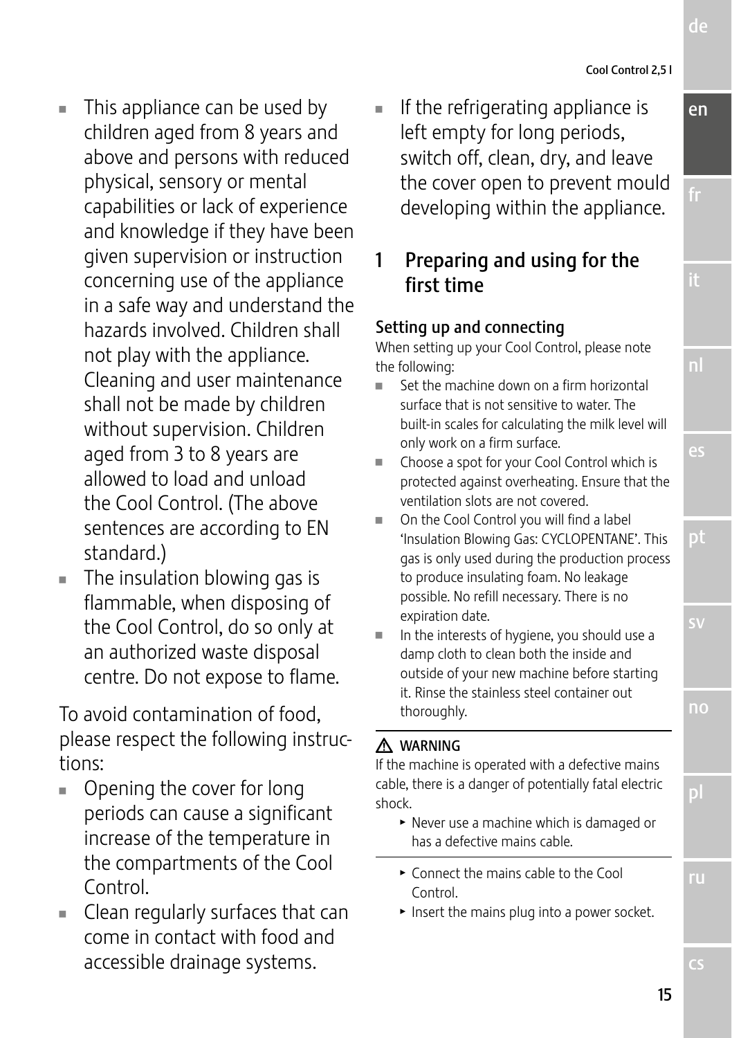- This appliance can be used by children aged from 8 years and above and persons with reduced physical, sensory or mental capabilities or lack of experience and knowledge if they have been given supervision or instruction concerning use of the appliance in a safe way and understand the hazards involved. Children shall not play with the appliance. Cleaning and user maintenance shall not be made by children without supervision. Children aged from 3 to 8 years are allowed to load and unload the Cool Control. (The above sentences are according to EN standard.)
- The insulation blowing gas is flammable, when disposing of the Cool Control, do so only at an authorized waste disposal centre. Do not expose to flame.

To avoid contamination of food, please respect the following instructions:

- Opening the cover for long periods can cause a significant increase of the temperature in the compartments of the Cool Control.
- Clean regularly surfaces that can come in contact with food and accessible drainage systems.
- If the refrigerating appliance is left empty for long periods, switch off, clean, dry, and leave the cover open to prevent mould developing within the appliance.

# 1 Preparing and using for the first time

## Setting up and connecting

When setting up your Cool Control, please note the following:

- Set the machine down on a firm horizontal surface that is not sensitive to water. The built-in scales for calculating the milk level will only work on a firm surface.
- Choose a spot for your Cool Control which is protected against overheating. Ensure that the ventilation slots are not covered.
- On the Cool Control you will find a label 'Insulation Blowing Gas: CYCLOPENTANE'. This gas is only used during the production process to produce insulating foam. No leakage possible. No refill necessary. There is no expiration date.
- In the interests of hygiene, you should use a damp cloth to clean both the inside and outside of your new machine before starting it. Rinse the stainless steel container out thoroughly.

**⚠ WARNING**

If the machine is operated with a defective mains cable, there is a danger of potentially fatal electric shock.

- ▸ Never use a machine which is damaged or has a defective mains cable.

- ▸ Connect the mains cable to the Cool Control.
- ▸ Insert the mains plug into a power socket.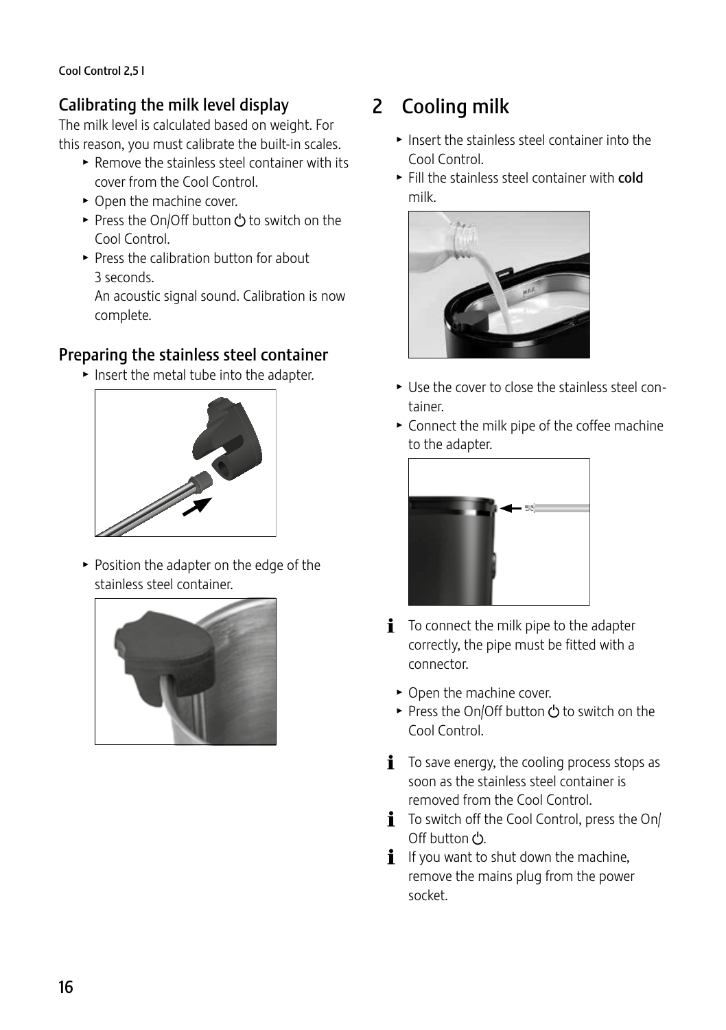### Calibrating the milk level display

The milk level is calculated based on weight. For this reason, you must calibrate the built-in scales.

- Remove the stainless steel container with its cover from the Cool Control.
- Open the machine cover.
- Press the On/Off button ⏻ to switch on the Cool Control.
- Press the calibration button for about 3 seconds.
  An acoustic signal sound. Calibration is now complete.

### Preparing the stainless steel container

- Insert the metal tube into the adapter.
- Position the adapter on the edge of the stainless steel container.

## 2 Cooling milk

- Insert the stainless steel container into the Cool Control.
- Fill the stainless steel container with **cold** milk.
- Use the cover to close the stainless steel container.
- Connect the milk pipe of the coffee machine to the adapter.

ℹ To connect the milk pipe to the adapter correctly, the pipe must be fitted with a connector.

- Open the machine cover.
- Press the On/Off button ⏻ to switch on the Cool Control.

ℹ To save energy, the cooling process stops as soon as the stainless steel container is removed from the Cool Control.

ℹ To switch off the Cool Control, press the On/Off button ⏻.

ℹ If you want to shut down the machine, remove the mains plug from the power socket.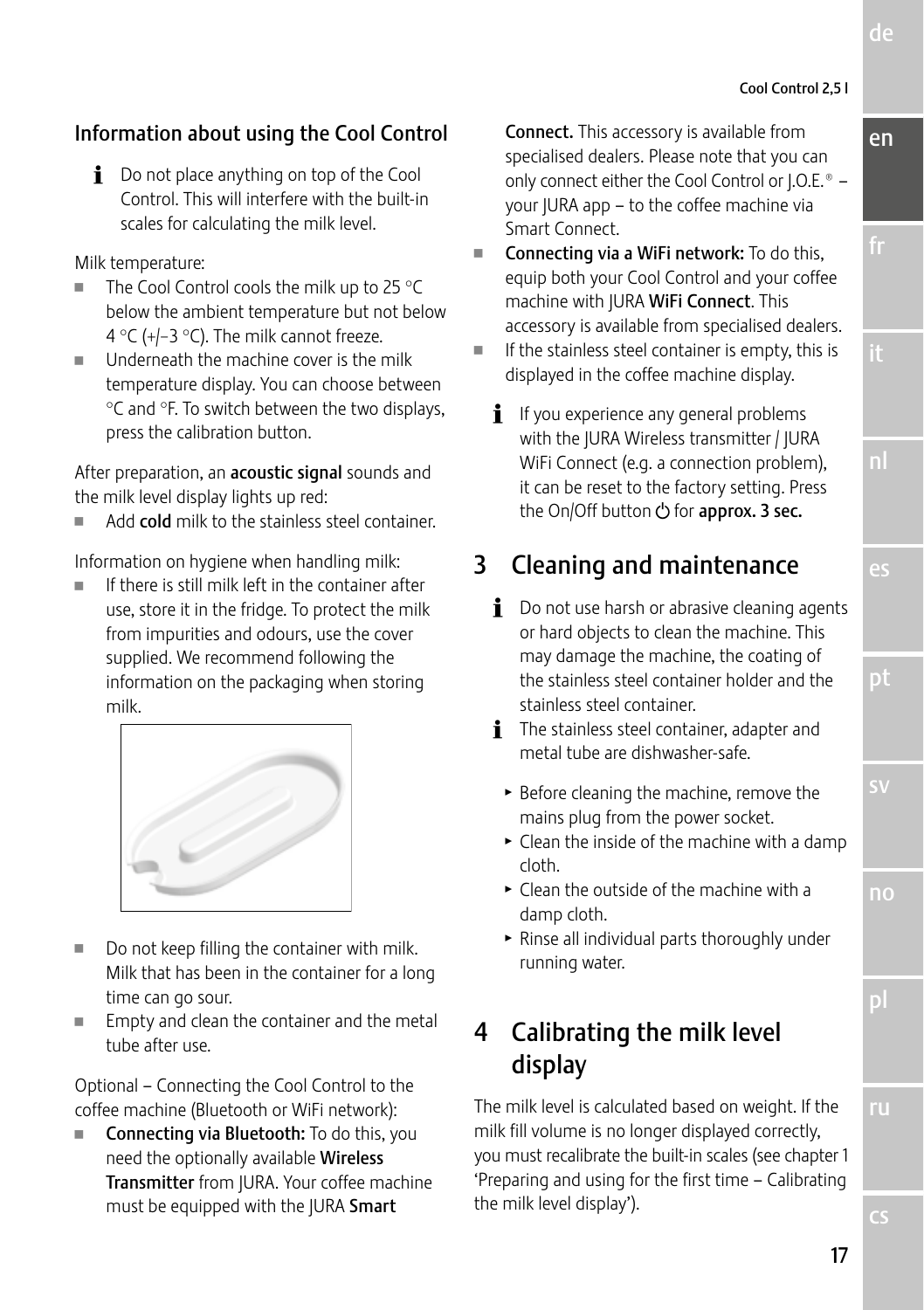### Information about using the Cool Control

i Do not place anything on top of the Cool Control. This will interfere with the built-in scales for calculating the milk level.

Milk temperature:

- The Cool Control cools the milk up to 25 °C below the ambient temperature but not below 4 °C (+/−3 °C). The milk cannot freeze.
- Underneath the machine cover is the milk temperature display. You can choose between °C and °F. To switch between the two displays, press the calibration button.

After preparation, an **acoustic signal** sounds and the milk level display lights up red:

- Add **cold** milk to the stainless steel container.

Information on hygiene when handling milk:

- If there is still milk left in the container after use, store it in the fridge. To protect the milk from impurities and odours, use the cover supplied. We recommend following the information on the packaging when storing milk.
- Do not keep filling the container with milk. Milk that has been in the container for a long time can go sour.
- Empty and clean the container and the metal tube after use.

Optional – Connecting the Cool Control to the coffee machine (Bluetooth or WiFi network):

- **Connecting via Bluetooth:** To do this, you need the optionally available **Wireless Transmitter** from JURA. Your coffee machine must be equipped with the JURA **Smart Connect.** This accessory is available from specialised dealers. Please note that you can only connect either the Cool Control or J.O.E.® – your JURA app – to the coffee machine via Smart Connect.
- **Connecting via a WiFi network:** To do this, equip both your Cool Control and your coffee machine with JURA **WiFi Connect**. This accessory is available from specialised dealers.
- If the stainless steel container is empty, this is displayed in the coffee machine display.

i If you experience any general problems with the JURA Wireless transmitter / JURA WiFi Connect (e.g. a connection problem), it can be reset to the factory setting. Press the On/Off button ⏻ for **approx. 3 sec.**

## 3 Cleaning and maintenance

i Do not use harsh or abrasive cleaning agents or hard objects to clean the machine. This may damage the machine, the coating of the stainless steel container holder and the stainless steel container.

i The stainless steel container, adapter and metal tube are dishwasher-safe.

- ▸ Before cleaning the machine, remove the mains plug from the power socket.
- ▸ Clean the inside of the machine with a damp cloth.
- ▸ Clean the outside of the machine with a damp cloth.
- ▸ Rinse all individual parts thoroughly under running water.

## 4 Calibrating the milk level display

The milk level is calculated based on weight. If the milk fill volume is no longer displayed correctly, you must recalibrate the built-in scales (see chapter 1 'Preparing and using for the first time – Calibrating the milk level display').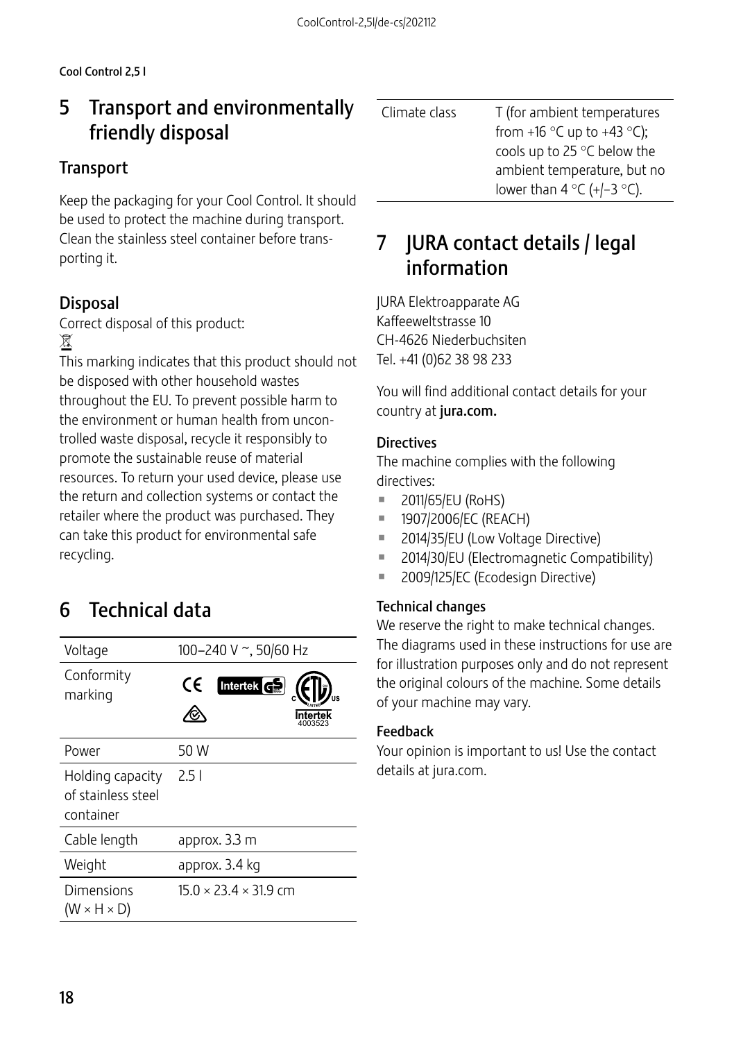## 5 Transport and environmentally friendly disposal

### Transport

Keep the packaging for your Cool Control. It should be used to protect the machine during transport. Clean the stainless steel container before transporting it.

### Disposal

Correct disposal of this product:

This marking indicates that this product should not be disposed with other household wastes throughout the EU. To prevent possible harm to the environment or human health from uncontrolled waste disposal, recycle it responsibly to promote the sustainable reuse of material resources. To return your used device, please use the return and collection systems or contact the retailer where the product was purchased. They can take this product for environmental safe recycling.

## 6 Technical data

| | |
|---|---|
| Voltage | 100–240 V ~, 50/60 Hz |
| Conformity marking | CE, Intertek GS, ETL Listed C US Intertek 4003523 |
| Power | 50 W |
| Holding capacity of stainless steel container | 2.5 l |
| Cable length | approx. 3.3 m |
| Weight | approx. 3.4 kg |
| Dimensions (W × H × D) | 15.0 × 23.4 × 31.9 cm |
| Climate class | T (for ambient temperatures from +16 °C up to +43 °C); cools up to 25 °C below the ambient temperature, but no lower than 4 °C (+/–3 °C). |

## 7 JURA contact details / legal information

JURA Elektroapparate AG
Kaffeeweltstrasse 10
CH-4626 Niederbuchsiten
Tel. +41 (0)62 38 98 233

You will find additional contact details for your country at **jura.com.**

**Directives**

The machine complies with the following directives:

- 2011/65/EU (RoHS)
- 1907/2006/EC (REACH)
- 2014/35/EU (Low Voltage Directive)
- 2014/30/EU (Electromagnetic Compatibility)
- 2009/125/EC (Ecodesign Directive)

**Technical changes**

We reserve the right to make technical changes. The diagrams used in these instructions for use are for illustration purposes only and do not represent the original colours of the machine. Some details of your machine may vary.

**Feedback**

Your opinion is important to us! Use the contact details at jura.com.